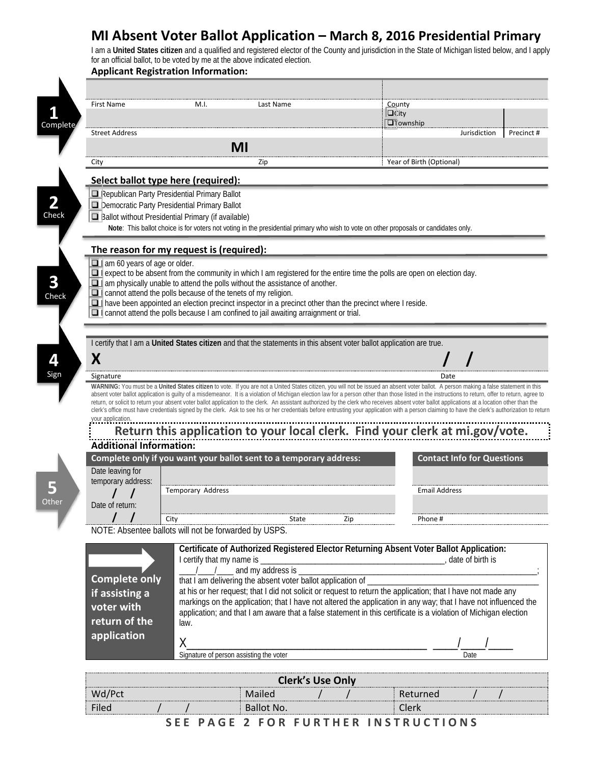# MI Absent Voter Ballot Application – March 8, 2016 Presidential Primary

I am a **United States citizen** and a qualified and registered elector of the County and jurisdiction in the State of Michigan listed below, and I apply for an official ballot, to be voted by me at the above indicated election.

## Applicant Registration Information:

**1 Complete**

| | | | | |
|---|---|---|---|---|
| First Name | M.I. | Last Name | County | |
| Street Address | | | ❑ City ❑ Township Jurisdiction | Precinct # |
| City | MI | Zip | Year of Birth (Optional) | |

**2 Check**

## Select ballot type here (required):

- ❑ Republican Party Presidential Primary Ballot
- ❑ Democratic Party Presidential Primary Ballot
- ❑ Ballot without Presidential Primary (if available)

**Note**: This ballot choice is for voters not voting in the presidential primary who wish to vote on other proposals or candidates only.

**3 Check**

## The reason for my request is (required):

- ❑ I am 60 years of age or older.
- ❑ I expect to be absent from the community in which I am registered for the entire time the polls are open on election day.
- ❑ I am physically unable to attend the polls without the assistance of another.
- ❑ I cannot attend the polls because of the tenets of my religion.
- ❑ I have been appointed an election precinct inspector in a precinct other than the precinct where I reside.
- ❑ I cannot attend the polls because I am confined to jail awaiting arraignment or trial.

**4 Sign**

I certify that I am a **United States citizen** and that the statements in this absent voter ballot application are true.

**X** ______________________________ **/ /**

Signature — Date

**WARNING:** You must be a **United States citizen** to vote. If you are not a United States citizen, you will not be issued an absent voter ballot. A person making a false statement in this absent voter ballot application is guilty of a misdemeanor. It is a violation of Michigan election law for a person other than those listed in the instructions to return, offer to return, agree to return, or solicit to return your absent voter ballot application to the clerk. An assistant authorized by the clerk who receives absent voter ballot applications at a location other than the clerk's office must have credentials signed by the clerk. Ask to see his or her credentials before entrusting your application with a person claiming to have the clerk's authorization to return your application.

## Return this application to your local clerk. Find your clerk at mi.gov/vote.

**5 Other**

## Additional Information:

| Complete only if you want your ballot sent to a temporary address: | | | | Contact Info for Questions |
|---|---|---|---|---|
| Date leaving for temporary address: / / | Temporary Address | | | Email Address |
| Date of return: / / | City | State | Zip | Phone # |

NOTE: Absentee ballots will not be forwarded by USPS.

**Complete only if assisting a voter with return of the application**

**Certificate of Authorized Registered Elector Returning Absent Voter Ballot Application:**
I certify that my name is ________________________________________, date of birth is ____/____/____ and my address is ________________________________________________________; that I am delivering the absent voter ballot application of ____________________________________ at his or her request; that I did not solicit or request to return the application; that I have not made any markings on the application; that I have not altered the application in any way; that I have not influenced the application; and that I am aware that a false statement in this certificate is a violation of Michigan election law.

X________________________________________ ____/____/____

Signature of person assisting the voter — Date

| Clerk's Use Only | | |
|---|---|---|
| Wd/Pct | Mailed / / | Returned / / |
| Filed / / | Ballot No. | Clerk |

**SEE PAGE 2 FOR FURTHER INSTRUCTIONS**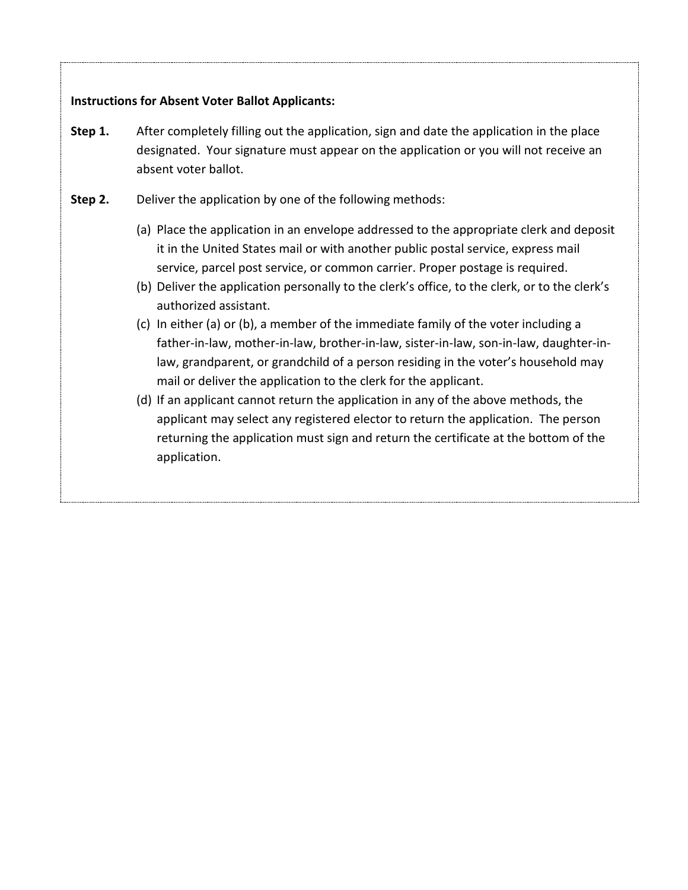**Instructions for Absent Voter Ballot Applicants:**

**Step 1.** After completely filling out the application, sign and date the application in the place designated. Your signature must appear on the application or you will not receive an absent voter ballot.

**Step 2.** Deliver the application by one of the following methods:

(a) Place the application in an envelope addressed to the appropriate clerk and deposit it in the United States mail or with another public postal service, express mail service, parcel post service, or common carrier. Proper postage is required.

(b) Deliver the application personally to the clerk's office, to the clerk, or to the clerk's authorized assistant.

(c) In either (a) or (b), a member of the immediate family of the voter including a father-in-law, mother-in-law, brother-in-law, sister-in-law, son-in-law, daughter-in-law, grandparent, or grandchild of a person residing in the voter's household may mail or deliver the application to the clerk for the applicant.

(d) If an applicant cannot return the application in any of the above methods, the applicant may select any registered elector to return the application. The person returning the application must sign and return the certificate at the bottom of the application.